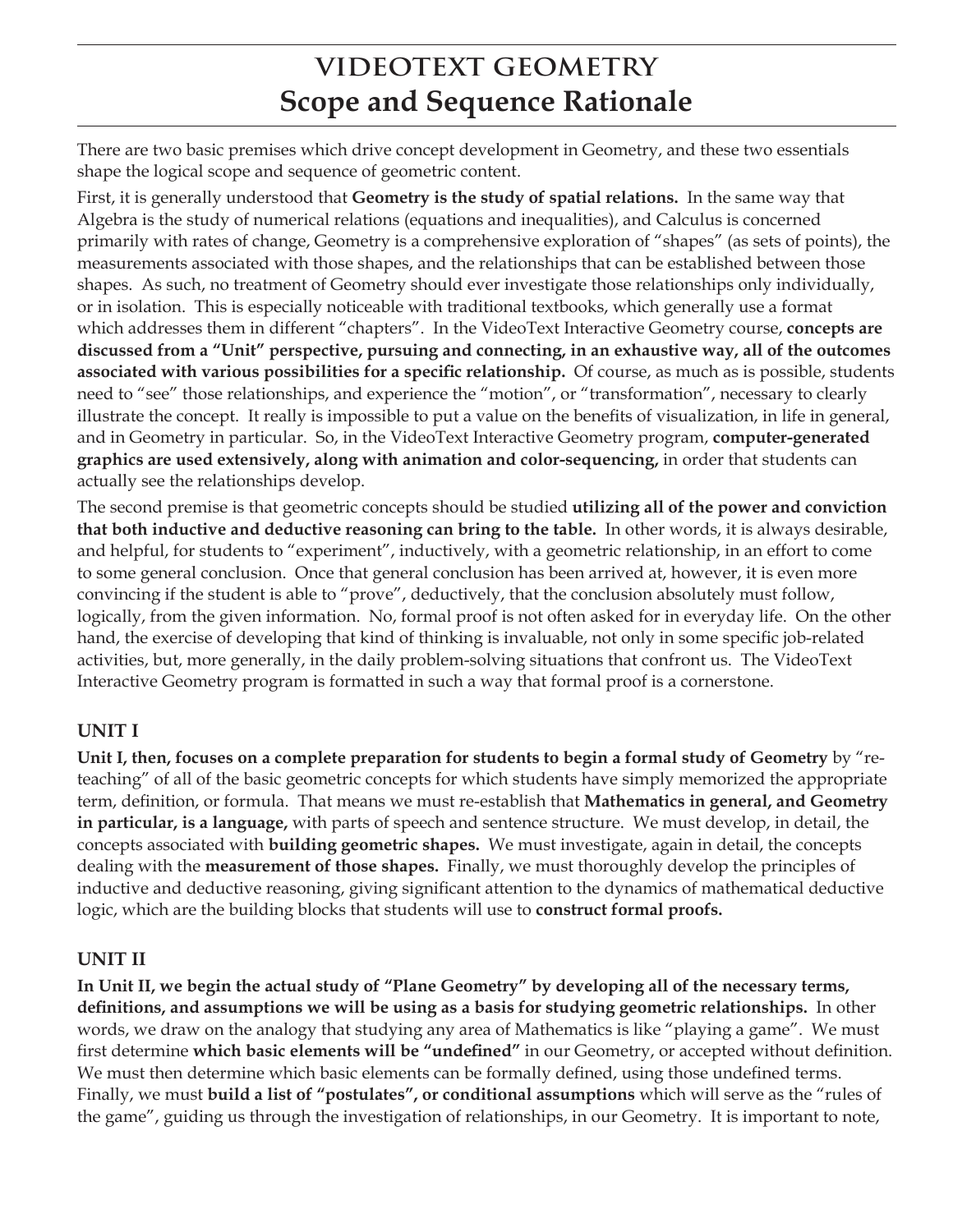# VIDEOTEXT GEOMETRY
# Scope and Sequence Rationale

There are two basic premises which drive concept development in Geometry, and these two essentials shape the logical scope and sequence of geometric content.

First, it is generally understood that **Geometry is the study of spatial relations.** In the same way that Algebra is the study of numerical relations (equations and inequalities), and Calculus is concerned primarily with rates of change, Geometry is a comprehensive exploration of "shapes" (as sets of points), the measurements associated with those shapes, and the relationships that can be established between those shapes. As such, no treatment of Geometry should ever investigate those relationships only individually, or in isolation. This is especially noticeable with traditional textbooks, which generally use a format which addresses them in different "chapters". In the VideoText Interactive Geometry course, **concepts are discussed from a "Unit" perspective, pursuing and connecting, in an exhaustive way, all of the outcomes associated with various possibilities for a specific relationship.** Of course, as much as is possible, students need to "see" those relationships, and experience the "motion", or "transformation", necessary to clearly illustrate the concept. It really is impossible to put a value on the benefits of visualization, in life in general, and in Geometry in particular. So, in the VideoText Interactive Geometry program, **computer-generated graphics are used extensively, along with animation and color-sequencing,** in order that students can actually see the relationships develop.

The second premise is that geometric concepts should be studied **utilizing all of the power and conviction that both inductive and deductive reasoning can bring to the table.** In other words, it is always desirable, and helpful, for students to "experiment", inductively, with a geometric relationship, in an effort to come to some general conclusion. Once that general conclusion has been arrived at, however, it is even more convincing if the student is able to "prove", deductively, that the conclusion absolutely must follow, logically, from the given information. No, formal proof is not often asked for in everyday life. On the other hand, the exercise of developing that kind of thinking is invaluable, not only in some specific job-related activities, but, more generally, in the daily problem-solving situations that confront us. The VideoText Interactive Geometry program is formatted in such a way that formal proof is a cornerstone.

## UNIT I

**Unit I, then, focuses on a complete preparation for students to begin a formal study of Geometry** by "re-teaching" of all of the basic geometric concepts for which students have simply memorized the appropriate term, definition, or formula. That means we must re-establish that **Mathematics in general, and Geometry in particular, is a language,** with parts of speech and sentence structure. We must develop, in detail, the concepts associated with **building geometric shapes.** We must investigate, again in detail, the concepts dealing with the **measurement of those shapes.** Finally, we must thoroughly develop the principles of inductive and deductive reasoning, giving significant attention to the dynamics of mathematical deductive logic, which are the building blocks that students will use to **construct formal proofs.**

## UNIT II

**In Unit II, we begin the actual study of "Plane Geometry" by developing all of the necessary terms, definitions, and assumptions we will be using as a basis for studying geometric relationships.** In other words, we draw on the analogy that studying any area of Mathematics is like "playing a game". We must first determine **which basic elements will be "undefined"** in our Geometry, or accepted without definition. We must then determine which basic elements can be formally defined, using those undefined terms. Finally, we must **build a list of "postulates", or conditional assumptions** which will serve as the "rules of the game", guiding us through the investigation of relationships, in our Geometry. It is important to note,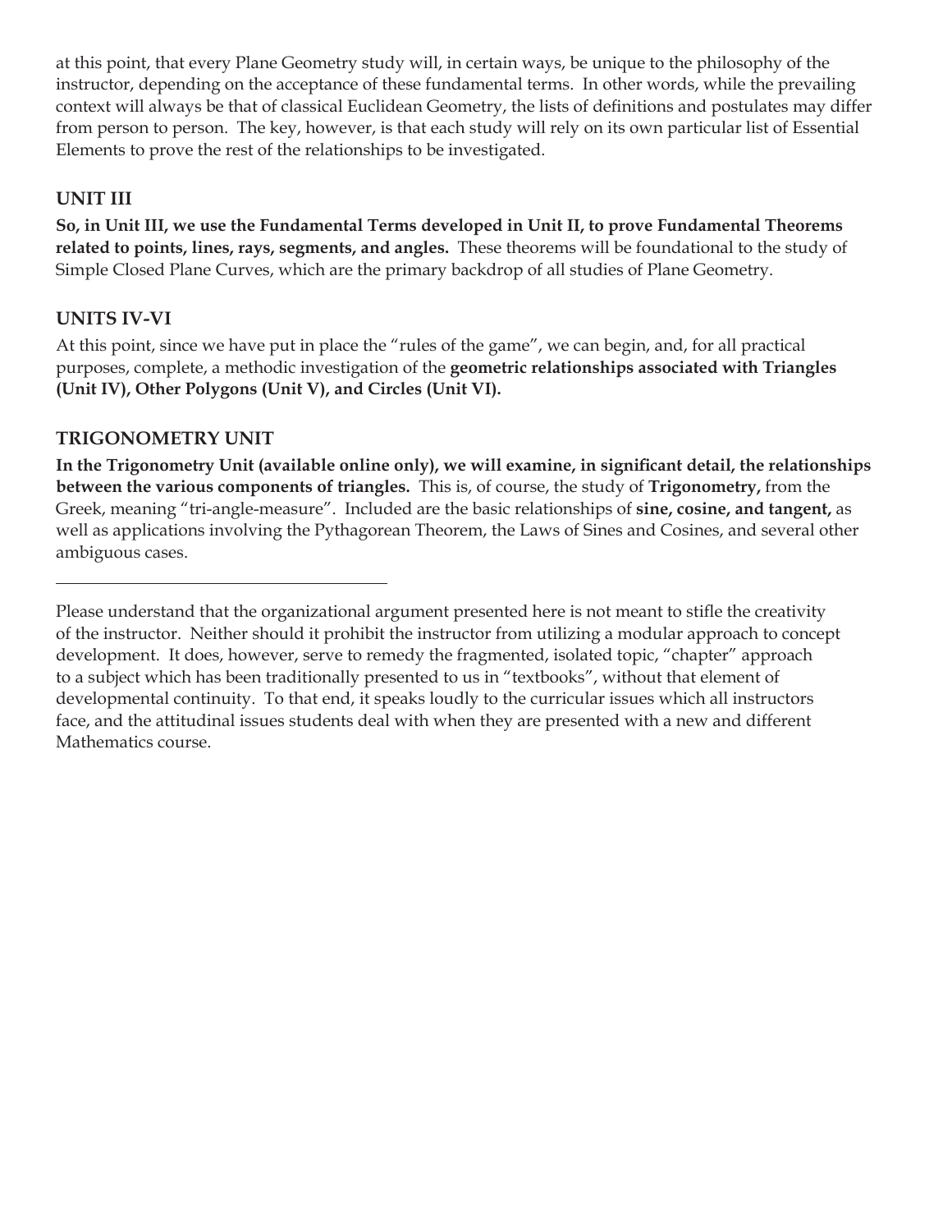at this point, that every Plane Geometry study will, in certain ways, be unique to the philosophy of the instructor, depending on the acceptance of these fundamental terms. In other words, while the prevailing context will always be that of classical Euclidean Geometry, the lists of definitions and postulates may differ from person to person. The key, however, is that each study will rely on its own particular list of Essential Elements to prove the rest of the relationships to be investigated.

## UNIT III

**So, in Unit III, we use the Fundamental Terms developed in Unit II, to prove Fundamental Theorems related to points, lines, rays, segments, and angles.** These theorems will be foundational to the study of Simple Closed Plane Curves, which are the primary backdrop of all studies of Plane Geometry.

## UNITS IV-VI

At this point, since we have put in place the "rules of the game", we can begin, and, for all practical purposes, complete, a methodic investigation of the **geometric relationships associated with Triangles (Unit IV), Other Polygons (Unit V), and Circles (Unit VI).**

## TRIGONOMETRY UNIT

**In the Trigonometry Unit (available online only), we will examine, in significant detail, the relationships between the various components of triangles.** This is, of course, the study of **Trigonometry,** from the Greek, meaning "tri-angle-measure". Included are the basic relationships of **sine, cosine, and tangent,** as well as applications involving the Pythagorean Theorem, the Laws of Sines and Cosines, and several other ambiguous cases.

---

Please understand that the organizational argument presented here is not meant to stifle the creativity of the instructor. Neither should it prohibit the instructor from utilizing a modular approach to concept development. It does, however, serve to remedy the fragmented, isolated topic, "chapter" approach to a subject which has been traditionally presented to us in "textbooks", without that element of developmental continuity. To that end, it speaks loudly to the curricular issues which all instructors face, and the attitudinal issues students deal with when they are presented with a new and different Mathematics course.